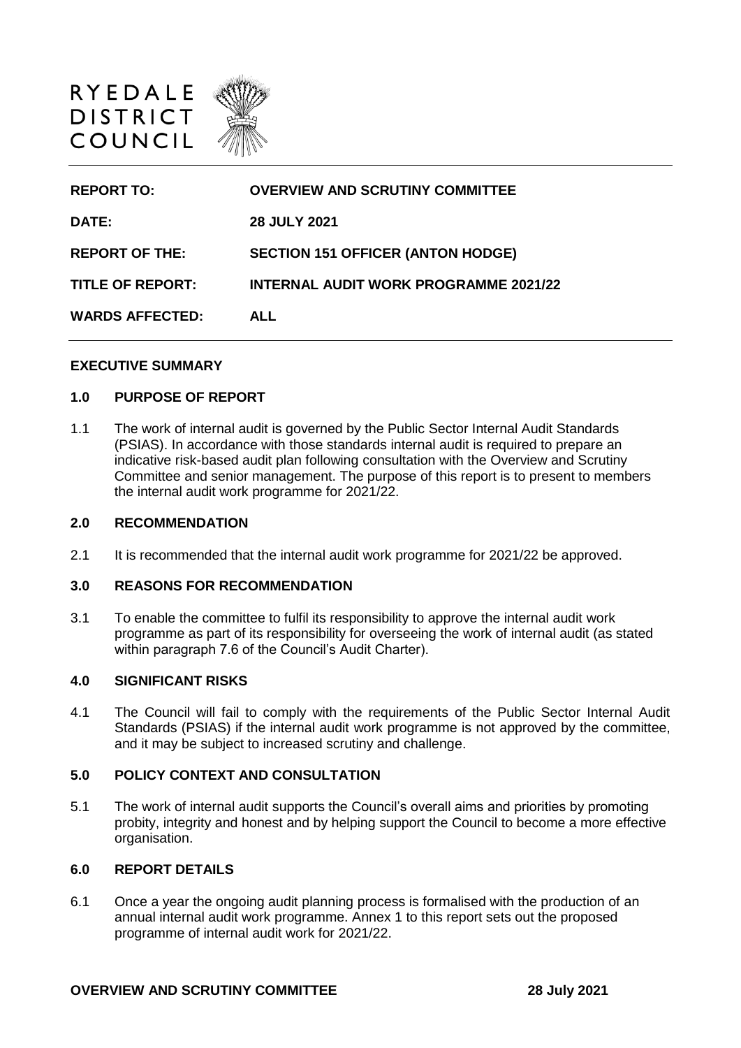RYEDALE
DISTRICT
COUNCIL

| | |
|---|---|
| **REPORT TO:** | **OVERVIEW AND SCRUTINY COMMITTEE** |
| **DATE:** | **28 JULY 2021** |
| **REPORT OF THE:** | **SECTION 151 OFFICER (ANTON HODGE)** |
| **TITLE OF REPORT:** | **INTERNAL AUDIT WORK PROGRAMME 2021/22** |
| **WARDS AFFECTED:** | **ALL** |

## EXECUTIVE SUMMARY

### 1.0 PURPOSE OF REPORT

1.1 The work of internal audit is governed by the Public Sector Internal Audit Standards (PSIAS). In accordance with those standards internal audit is required to prepare an indicative risk-based audit plan following consultation with the Overview and Scrutiny Committee and senior management. The purpose of this report is to present to members the internal audit work programme for 2021/22.

### 2.0 RECOMMENDATION

2.1 It is recommended that the internal audit work programme for 2021/22 be approved.

### 3.0 REASONS FOR RECOMMENDATION

3.1 To enable the committee to fulfil its responsibility to approve the internal audit work programme as part of its responsibility for overseeing the work of internal audit (as stated within paragraph 7.6 of the Council's Audit Charter).

### 4.0 SIGNIFICANT RISKS

4.1 The Council will fail to comply with the requirements of the Public Sector Internal Audit Standards (PSIAS) if the internal audit work programme is not approved by the committee, and it may be subject to increased scrutiny and challenge.

### 5.0 POLICY CONTEXT AND CONSULTATION

5.1 The work of internal audit supports the Council's overall aims and priorities by promoting probity, integrity and honest and by helping support the Council to become a more effective organisation.

### 6.0 REPORT DETAILS

6.1 Once a year the ongoing audit planning process is formalised with the production of an annual internal audit work programme. Annex 1 to this report sets out the proposed programme of internal audit work for 2021/22.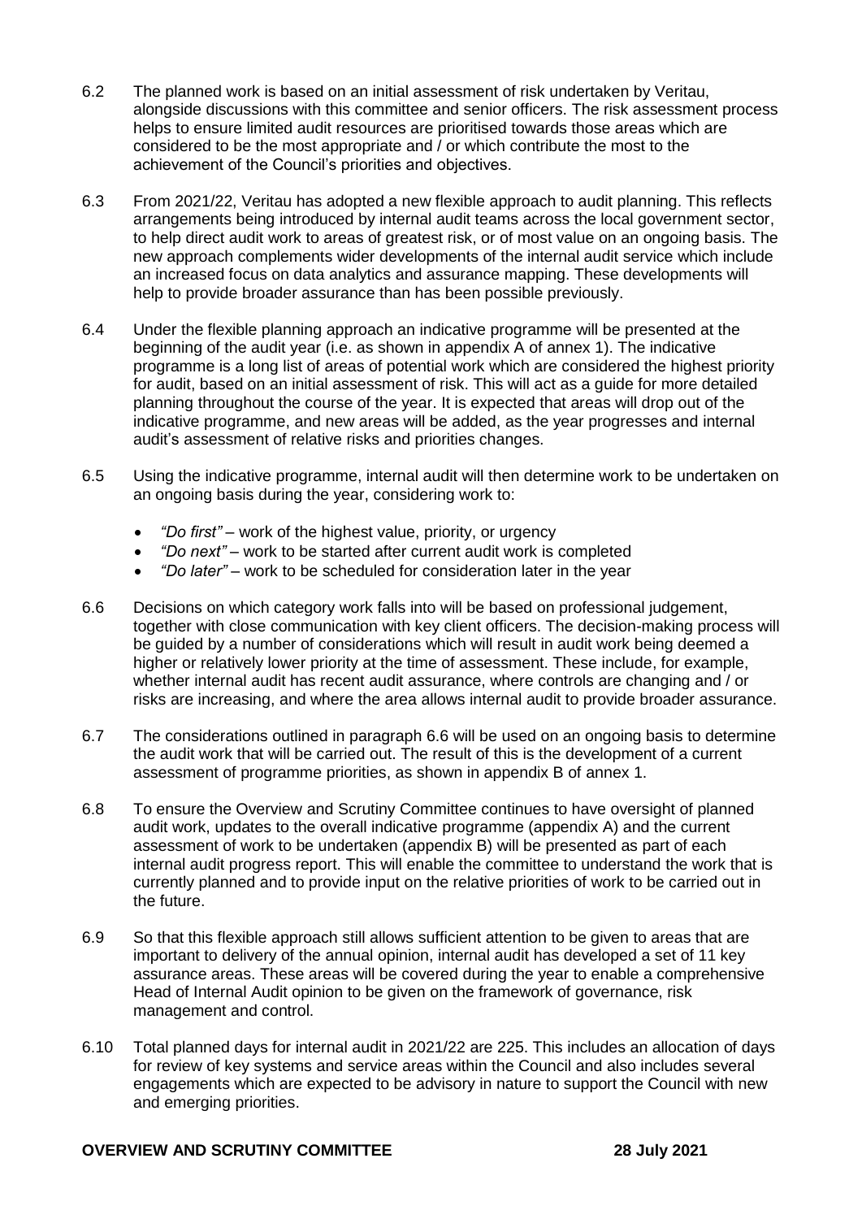6.2 The planned work is based on an initial assessment of risk undertaken by Veritau, alongside discussions with this committee and senior officers. The risk assessment process helps to ensure limited audit resources are prioritised towards those areas which are considered to be the most appropriate and / or which contribute the most to the achievement of the Council's priorities and objectives.

6.3 From 2021/22, Veritau has adopted a new flexible approach to audit planning. This reflects arrangements being introduced by internal audit teams across the local government sector, to help direct audit work to areas of greatest risk, or of most value on an ongoing basis. The new approach complements wider developments of the internal audit service which include an increased focus on data analytics and assurance mapping. These developments will help to provide broader assurance than has been possible previously.

6.4 Under the flexible planning approach an indicative programme will be presented at the beginning of the audit year (i.e. as shown in appendix A of annex 1). The indicative programme is a long list of areas of potential work which are considered the highest priority for audit, based on an initial assessment of risk. This will act as a guide for more detailed planning throughout the course of the year. It is expected that areas will drop out of the indicative programme, and new areas will be added, as the year progresses and internal audit's assessment of relative risks and priorities changes.

6.5 Using the indicative programme, internal audit will then determine work to be undertaken on an ongoing basis during the year, considering work to:

- *"Do first"* – work of the highest value, priority, or urgency
- *"Do next"* – work to be started after current audit work is completed
- *"Do later"* – work to be scheduled for consideration later in the year

6.6 Decisions on which category work falls into will be based on professional judgement, together with close communication with key client officers. The decision-making process will be guided by a number of considerations which will result in audit work being deemed a higher or relatively lower priority at the time of assessment. These include, for example, whether internal audit has recent audit assurance, where controls are changing and / or risks are increasing, and where the area allows internal audit to provide broader assurance.

6.7 The considerations outlined in paragraph 6.6 will be used on an ongoing basis to determine the audit work that will be carried out. The result of this is the development of a current assessment of programme priorities, as shown in appendix B of annex 1.

6.8 To ensure the Overview and Scrutiny Committee continues to have oversight of planned audit work, updates to the overall indicative programme (appendix A) and the current assessment of work to be undertaken (appendix B) will be presented as part of each internal audit progress report. This will enable the committee to understand the work that is currently planned and to provide input on the relative priorities of work to be carried out in the future.

6.9 So that this flexible approach still allows sufficient attention to be given to areas that are important to delivery of the annual opinion, internal audit has developed a set of 11 key assurance areas. These areas will be covered during the year to enable a comprehensive Head of Internal Audit opinion to be given on the framework of governance, risk management and control.

6.10 Total planned days for internal audit in 2021/22 are 225. This includes an allocation of days for review of key systems and service areas within the Council and also includes several engagements which are expected to be advisory in nature to support the Council with new and emerging priorities.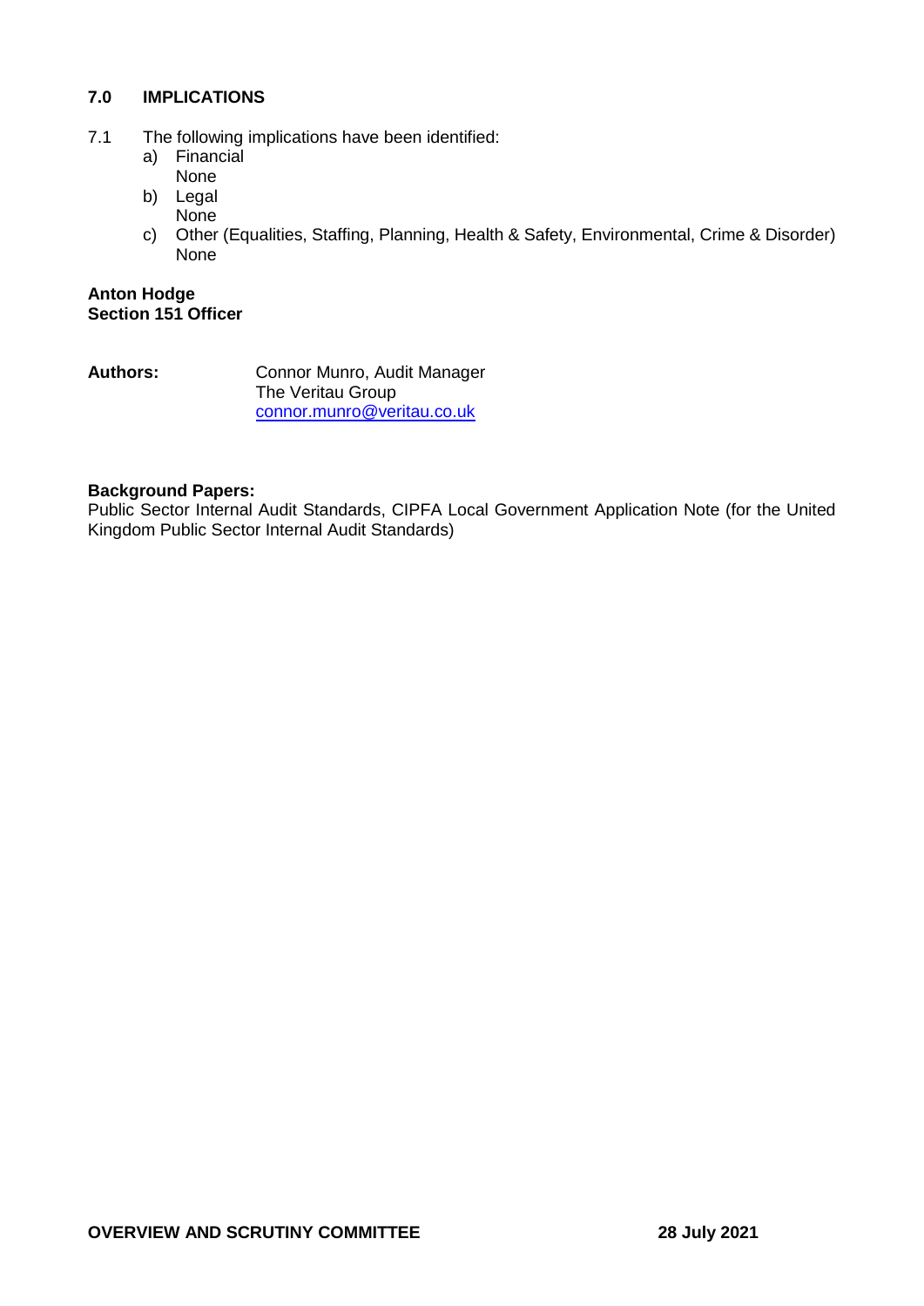## 7.0 IMPLICATIONS

7.1 The following implications have been identified:

a) Financial
   None

b) Legal
   None

c) Other (Equalities, Staffing, Planning, Health & Safety, Environmental, Crime & Disorder)
   None

**Anton Hodge**
**Section 151 Officer**

**Authors:** Connor Munro, Audit Manager
The Veritau Group
connor.munro@veritau.co.uk

**Background Papers:**
Public Sector Internal Audit Standards, CIPFA Local Government Application Note (for the United Kingdom Public Sector Internal Audit Standards)